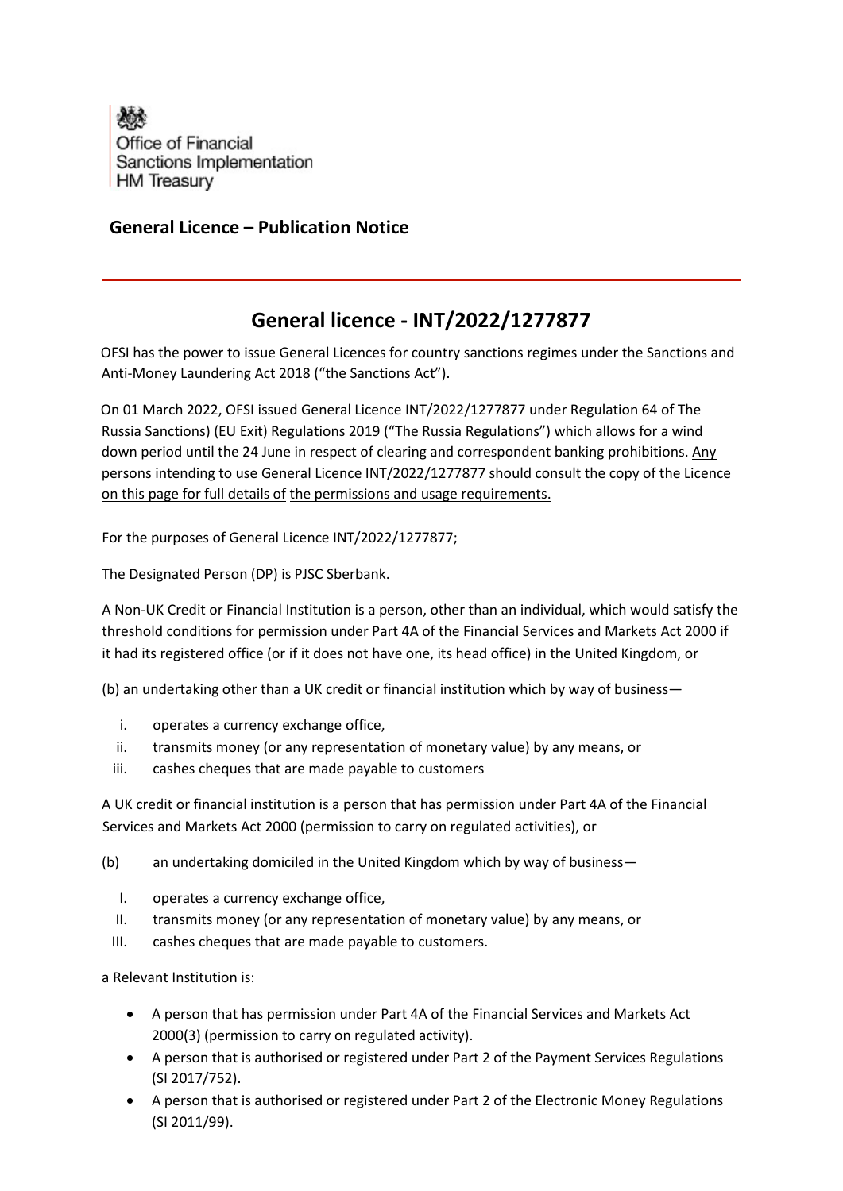Office of Financial Sanctions Implementation
HM Treasury

## General Licence – Publication Notice

# General licence - INT/2022/1277877

OFSI has the power to issue General Licences for country sanctions regimes under the Sanctions and Anti-Money Laundering Act 2018 ("the Sanctions Act").

On 01 March 2022, OFSI issued General Licence INT/2022/1277877 under Regulation 64 of The Russia Sanctions) (EU Exit) Regulations 2019 ("The Russia Regulations") which allows for a wind down period until the 24 June in respect of clearing and correspondent banking prohibitions. Any persons intending to use General Licence INT/2022/1277877 should consult the copy of the Licence on this page for full details of the permissions and usage requirements.

For the purposes of General Licence INT/2022/1277877;

The Designated Person (DP) is PJSC Sberbank.

A Non-UK Credit or Financial Institution is a person, other than an individual, which would satisfy the threshold conditions for permission under Part 4A of the Financial Services and Markets Act 2000 if it had its registered office (or if it does not have one, its head office) in the United Kingdom, or

(b) an undertaking other than a UK credit or financial institution which by way of business—

i. operates a currency exchange office,
ii. transmits money (or any representation of monetary value) by any means, or
iii. cashes cheques that are made payable to customers

A UK credit or financial institution is a person that has permission under Part 4A of the Financial Services and Markets Act 2000 (permission to carry on regulated activities), or

(b) an undertaking domiciled in the United Kingdom which by way of business—

I. operates a currency exchange office,
II. transmits money (or any representation of monetary value) by any means, or
III. cashes cheques that are made payable to customers.

a Relevant Institution is:

- A person that has permission under Part 4A of the Financial Services and Markets Act 2000(3) (permission to carry on regulated activity).
- A person that is authorised or registered under Part 2 of the Payment Services Regulations (SI 2017/752).
- A person that is authorised or registered under Part 2 of the Electronic Money Regulations (SI 2011/99).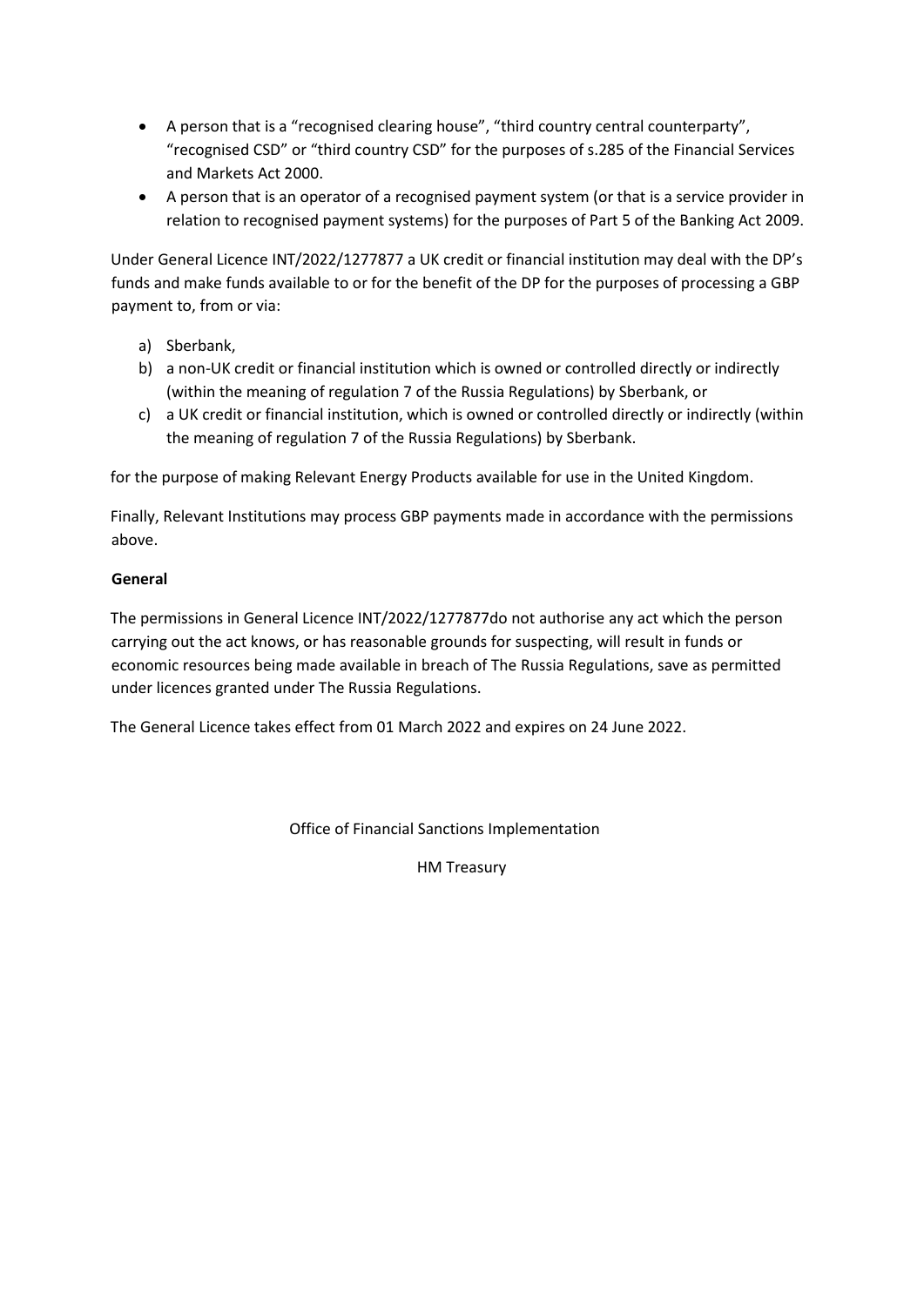- A person that is a "recognised clearing house", "third country central counterparty", "recognised CSD" or "third country CSD" for the purposes of s.285 of the Financial Services and Markets Act 2000.
- A person that is an operator of a recognised payment system (or that is a service provider in relation to recognised payment systems) for the purposes of Part 5 of the Banking Act 2009.

Under General Licence INT/2022/1277877 a UK credit or financial institution may deal with the DP's funds and make funds available to or for the benefit of the DP for the purposes of processing a GBP payment to, from or via:

a) Sberbank,
b) a non-UK credit or financial institution which is owned or controlled directly or indirectly (within the meaning of regulation 7 of the Russia Regulations) by Sberbank, or
c) a UK credit or financial institution, which is owned or controlled directly or indirectly (within the meaning of regulation 7 of the Russia Regulations) by Sberbank.

for the purpose of making Relevant Energy Products available for use in the United Kingdom.

Finally, Relevant Institutions may process GBP payments made in accordance with the permissions above.

**General**

The permissions in General Licence INT/2022/1277877do not authorise any act which the person carrying out the act knows, or has reasonable grounds for suspecting, will result in funds or economic resources being made available in breach of The Russia Regulations, save as permitted under licences granted under The Russia Regulations.

The General Licence takes effect from 01 March 2022 and expires on 24 June 2022.

Office of Financial Sanctions Implementation

HM Treasury